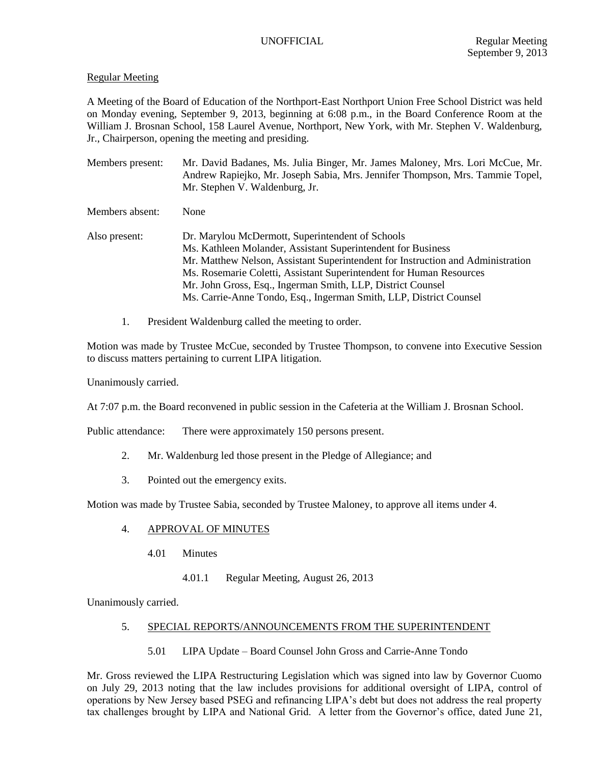UNOFFICIAL Regular Meeting
September 9, 2013

Regular Meeting

A Meeting of the Board of Education of the Northport-East Northport Union Free School District was held on Monday evening, September 9, 2013, beginning at 6:08 p.m., in the Board Conference Room at the William J. Brosnan School, 158 Laurel Avenue, Northport, New York, with Mr. Stephen V. Waldenburg, Jr., Chairperson, opening the meeting and presiding.

Members present: Mr. David Badanes, Ms. Julia Binger, Mr. James Maloney, Mrs. Lori McCue, Mr. Andrew Rapiejko, Mr. Joseph Sabia, Mrs. Jennifer Thompson, Mrs. Tammie Topel, Mr. Stephen V. Waldenburg, Jr.

Members absent: None

Also present: Dr. Marylou McDermott, Superintendent of Schools
Ms. Kathleen Molander, Assistant Superintendent for Business
Mr. Matthew Nelson, Assistant Superintendent for Instruction and Administration
Ms. Rosemarie Coletti, Assistant Superintendent for Human Resources
Mr. John Gross, Esq., Ingerman Smith, LLP, District Counsel
Ms. Carrie-Anne Tondo, Esq., Ingerman Smith, LLP, District Counsel

1. President Waldenburg called the meeting to order.

Motion was made by Trustee McCue, seconded by Trustee Thompson, to convene into Executive Session to discuss matters pertaining to current LIPA litigation.

Unanimously carried.

At 7:07 p.m. the Board reconvened in public session in the Cafeteria at the William J. Brosnan School.

Public attendance: There were approximately 150 persons present.

2. Mr. Waldenburg led those present in the Pledge of Allegiance; and

3. Pointed out the emergency exits.

Motion was made by Trustee Sabia, seconded by Trustee Maloney, to approve all items under 4.

4. APPROVAL OF MINUTES

 4.01 Minutes

  4.01.1 Regular Meeting, August 26, 2013

Unanimously carried.

5. SPECIAL REPORTS/ANNOUNCEMENTS FROM THE SUPERINTENDENT

 5.01 LIPA Update – Board Counsel John Gross and Carrie-Anne Tondo

Mr. Gross reviewed the LIPA Restructuring Legislation which was signed into law by Governor Cuomo on July 29, 2013 noting that the law includes provisions for additional oversight of LIPA, control of operations by New Jersey based PSEG and refinancing LIPA's debt but does not address the real property tax challenges brought by LIPA and National Grid. A letter from the Governor's office, dated June 21,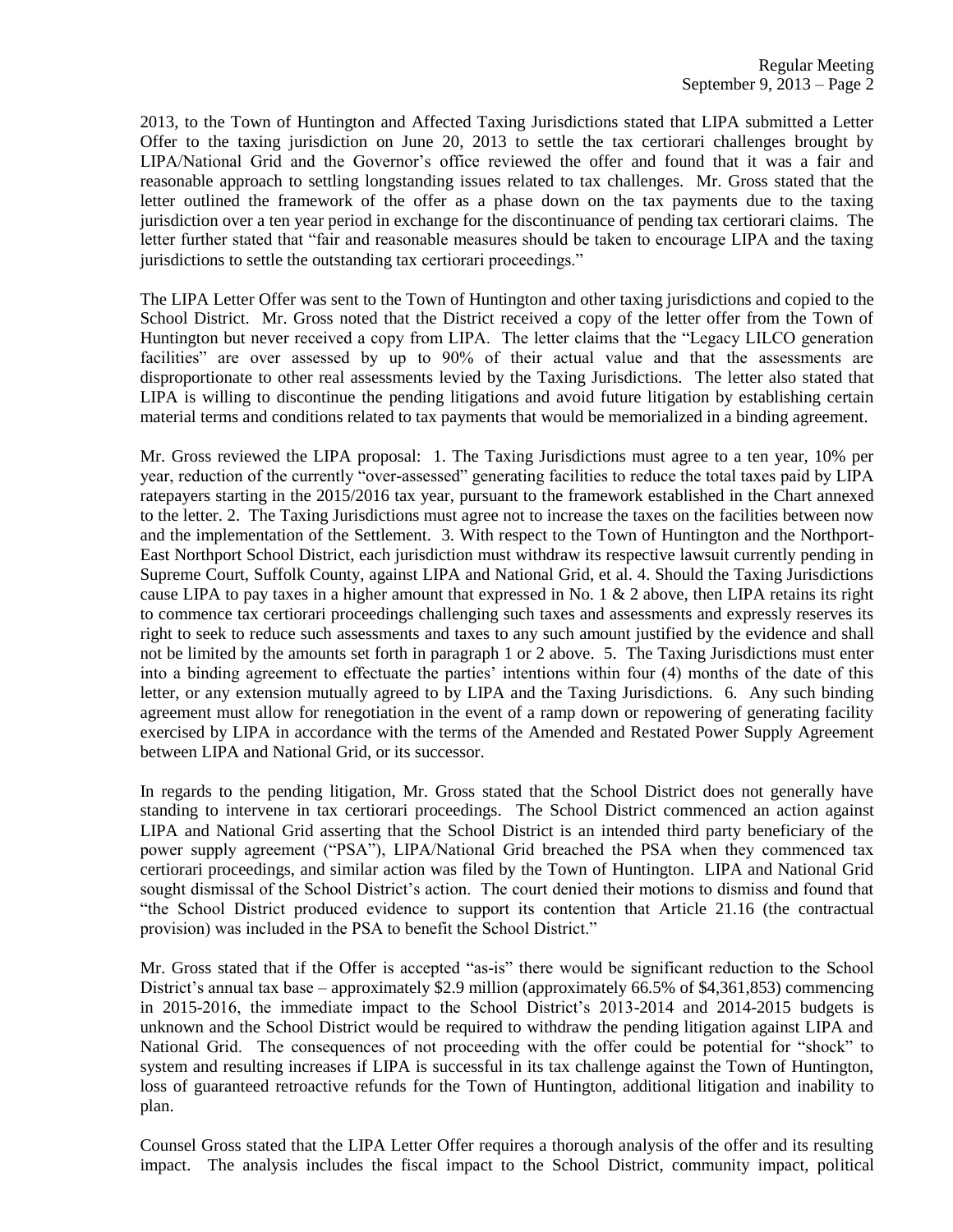2013, to the Town of Huntington and Affected Taxing Jurisdictions stated that LIPA submitted a Letter Offer to the taxing jurisdiction on June 20, 2013 to settle the tax certiorari challenges brought by LIPA/National Grid and the Governor's office reviewed the offer and found that it was a fair and reasonable approach to settling longstanding issues related to tax challenges. Mr. Gross stated that the letter outlined the framework of the offer as a phase down on the tax payments due to the taxing jurisdiction over a ten year period in exchange for the discontinuance of pending tax certiorari claims. The letter further stated that "fair and reasonable measures should be taken to encourage LIPA and the taxing jurisdictions to settle the outstanding tax certiorari proceedings."

The LIPA Letter Offer was sent to the Town of Huntington and other taxing jurisdictions and copied to the School District. Mr. Gross noted that the District received a copy of the letter offer from the Town of Huntington but never received a copy from LIPA. The letter claims that the "Legacy LILCO generation facilities" are over assessed by up to 90% of their actual value and that the assessments are disproportionate to other real assessments levied by the Taxing Jurisdictions. The letter also stated that LIPA is willing to discontinue the pending litigations and avoid future litigation by establishing certain material terms and conditions related to tax payments that would be memorialized in a binding agreement.

Mr. Gross reviewed the LIPA proposal: 1. The Taxing Jurisdictions must agree to a ten year, 10% per year, reduction of the currently "over-assessed" generating facilities to reduce the total taxes paid by LIPA ratepayers starting in the 2015/2016 tax year, pursuant to the framework established in the Chart annexed to the letter. 2. The Taxing Jurisdictions must agree not to increase the taxes on the facilities between now and the implementation of the Settlement. 3. With respect to the Town of Huntington and the Northport-East Northport School District, each jurisdiction must withdraw its respective lawsuit currently pending in Supreme Court, Suffolk County, against LIPA and National Grid, et al. 4. Should the Taxing Jurisdictions cause LIPA to pay taxes in a higher amount that expressed in No. 1 & 2 above, then LIPA retains its right to commence tax certiorari proceedings challenging such taxes and assessments and expressly reserves its right to seek to reduce such assessments and taxes to any such amount justified by the evidence and shall not be limited by the amounts set forth in paragraph 1 or 2 above. 5. The Taxing Jurisdictions must enter into a binding agreement to effectuate the parties' intentions within four (4) months of the date of this letter, or any extension mutually agreed to by LIPA and the Taxing Jurisdictions. 6. Any such binding agreement must allow for renegotiation in the event of a ramp down or repowering of generating facility exercised by LIPA in accordance with the terms of the Amended and Restated Power Supply Agreement between LIPA and National Grid, or its successor.

In regards to the pending litigation, Mr. Gross stated that the School District does not generally have standing to intervene in tax certiorari proceedings. The School District commenced an action against LIPA and National Grid asserting that the School District is an intended third party beneficiary of the power supply agreement ("PSA"), LIPA/National Grid breached the PSA when they commenced tax certiorari proceedings, and similar action was filed by the Town of Huntington. LIPA and National Grid sought dismissal of the School District's action. The court denied their motions to dismiss and found that "the School District produced evidence to support its contention that Article 21.16 (the contractual provision) was included in the PSA to benefit the School District."

Mr. Gross stated that if the Offer is accepted "as-is" there would be significant reduction to the School District's annual tax base – approximately $2.9 million (approximately 66.5% of $4,361,853) commencing in 2015-2016, the immediate impact to the School District's 2013-2014 and 2014-2015 budgets is unknown and the School District would be required to withdraw the pending litigation against LIPA and National Grid. The consequences of not proceeding with the offer could be potential for "shock" to system and resulting increases if LIPA is successful in its tax challenge against the Town of Huntington, loss of guaranteed retroactive refunds for the Town of Huntington, additional litigation and inability to plan.

Counsel Gross stated that the LIPA Letter Offer requires a thorough analysis of the offer and its resulting impact. The analysis includes the fiscal impact to the School District, community impact, political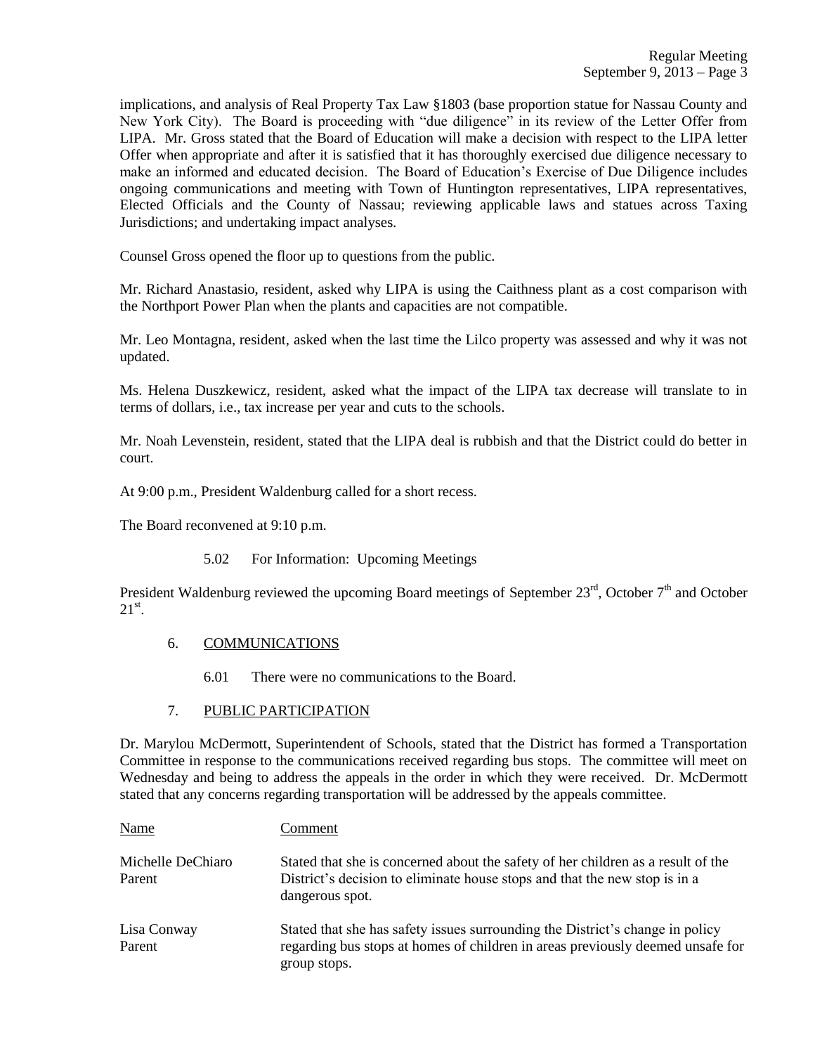implications, and analysis of Real Property Tax Law §1803 (base proportion statue for Nassau County and New York City). The Board is proceeding with "due diligence" in its review of the Letter Offer from LIPA. Mr. Gross stated that the Board of Education will make a decision with respect to the LIPA letter Offer when appropriate and after it is satisfied that it has thoroughly exercised due diligence necessary to make an informed and educated decision. The Board of Education's Exercise of Due Diligence includes ongoing communications and meeting with Town of Huntington representatives, LIPA representatives, Elected Officials and the County of Nassau; reviewing applicable laws and statues across Taxing Jurisdictions; and undertaking impact analyses.

Counsel Gross opened the floor up to questions from the public.

Mr. Richard Anastasio, resident, asked why LIPA is using the Caithness plant as a cost comparison with the Northport Power Plan when the plants and capacities are not compatible.

Mr. Leo Montagna, resident, asked when the last time the Lilco property was assessed and why it was not updated.

Ms. Helena Duszkewicz, resident, asked what the impact of the LIPA tax decrease will translate to in terms of dollars, i.e., tax increase per year and cuts to the schools.

Mr. Noah Levenstein, resident, stated that the LIPA deal is rubbish and that the District could do better in court.

At 9:00 p.m., President Waldenburg called for a short recess.

The Board reconvened at 9:10 p.m.

5.02 For Information: Upcoming Meetings

President Waldenburg reviewed the upcoming Board meetings of September 23rd, October 7th and October 21st.

6. COMMUNICATIONS

6.01 There were no communications to the Board.

7. PUBLIC PARTICIPATION

Dr. Marylou McDermott, Superintendent of Schools, stated that the District has formed a Transportation Committee in response to the communications received regarding bus stops. The committee will meet on Wednesday and being to address the appeals in the order in which they were received. Dr. McDermott stated that any concerns regarding transportation will be addressed by the appeals committee.

| Name | Comment |
|---|---|
| Michelle DeChiaro<br>Parent | Stated that she is concerned about the safety of her children as a result of the District's decision to eliminate house stops and that the new stop is in a dangerous spot. |
| Lisa Conway<br>Parent | Stated that she has safety issues surrounding the District's change in policy regarding bus stops at homes of children in areas previously deemed unsafe for group stops. |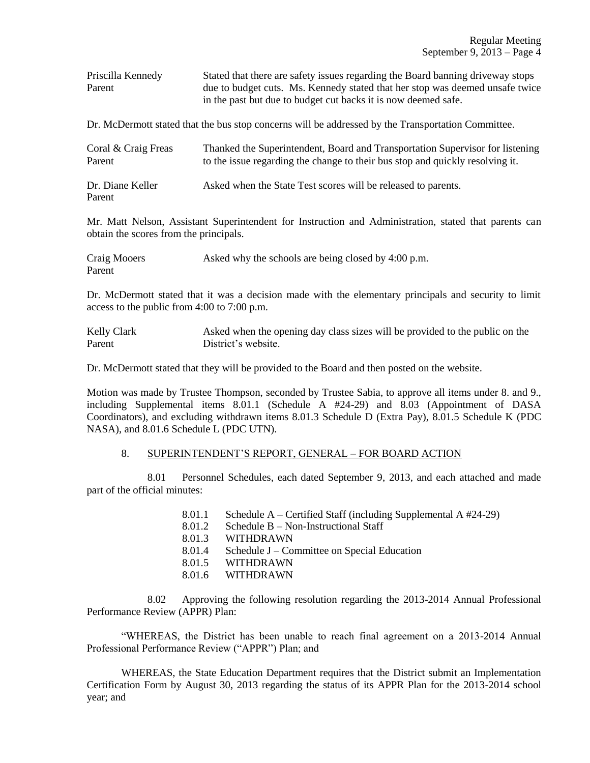| | |
|---|---|
| Priscilla Kennedy<br>Parent | Stated that there are safety issues regarding the Board banning driveway stops due to budget cuts. Ms. Kennedy stated that her stop was deemed unsafe twice in the past but due to budget cut backs it is now deemed safe. |

Dr. McDermott stated that the bus stop concerns will be addressed by the Transportation Committee.

| | |
|---|---|
| Coral & Craig Freas<br>Parent | Thanked the Superintendent, Board and Transportation Supervisor for listening to the issue regarding the change to their bus stop and quickly resolving it. |
| Dr. Diane Keller<br>Parent | Asked when the State Test scores will be released to parents. |

Mr. Matt Nelson, Assistant Superintendent for Instruction and Administration, stated that parents can obtain the scores from the principals.

| | |
|---|---|
| Craig Mooers<br>Parent | Asked why the schools are being closed by 4:00 p.m. |

Dr. McDermott stated that it was a decision made with the elementary principals and security to limit access to the public from 4:00 to 7:00 p.m.

| | |
|---|---|
| Kelly Clark<br>Parent | Asked when the opening day class sizes will be provided to the public on the District's website. |

Dr. McDermott stated that they will be provided to the Board and then posted on the website.

Motion was made by Trustee Thompson, seconded by Trustee Sabia, to approve all items under 8. and 9., including Supplemental items 8.01.1 (Schedule A #24-29) and 8.03 (Appointment of DASA Coordinators), and excluding withdrawn items 8.01.3 Schedule D (Extra Pay), 8.01.5 Schedule K (PDC NASA), and 8.01.6 Schedule L (PDC UTN).

8. SUPERINTENDENT'S REPORT, GENERAL – FOR BOARD ACTION

8.01 Personnel Schedules, each dated September 9, 2013, and each attached and made part of the official minutes:

- 8.01.1 Schedule A – Certified Staff (including Supplemental A #24-29)
- 8.01.2 Schedule B – Non-Instructional Staff
- 8.01.3 WITHDRAWN
- 8.01.4 Schedule J – Committee on Special Education
- 8.01.5 WITHDRAWN
- 8.01.6 WITHDRAWN

8.02 Approving the following resolution regarding the 2013-2014 Annual Professional Performance Review (APPR) Plan:

"WHEREAS, the District has been unable to reach final agreement on a 2013-2014 Annual Professional Performance Review ("APPR") Plan; and

WHEREAS, the State Education Department requires that the District submit an Implementation Certification Form by August 30, 2013 regarding the status of its APPR Plan for the 2013-2014 school year; and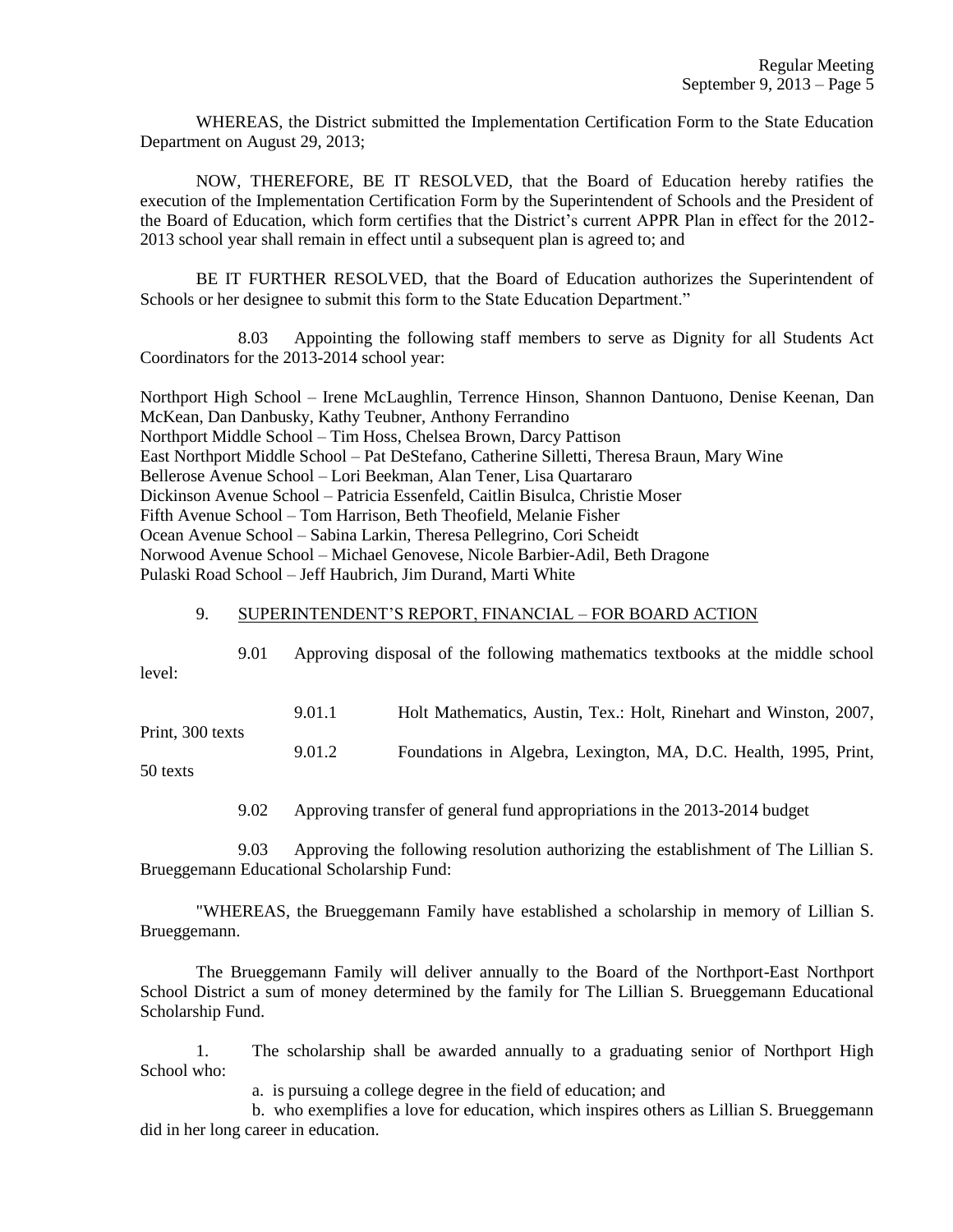WHEREAS, the District submitted the Implementation Certification Form to the State Education Department on August 29, 2013;

NOW, THEREFORE, BE IT RESOLVED, that the Board of Education hereby ratifies the execution of the Implementation Certification Form by the Superintendent of Schools and the President of the Board of Education, which form certifies that the District's current APPR Plan in effect for the 2012-2013 school year shall remain in effect until a subsequent plan is agreed to; and

BE IT FURTHER RESOLVED, that the Board of Education authorizes the Superintendent of Schools or her designee to submit this form to the State Education Department."

8.03 Appointing the following staff members to serve as Dignity for all Students Act Coordinators for the 2013-2014 school year:

Northport High School – Irene McLaughlin, Terrence Hinson, Shannon Dantuono, Denise Keenan, Dan McKean, Dan Danbusky, Kathy Teubner, Anthony Ferrandino
Northport Middle School – Tim Hoss, Chelsea Brown, Darcy Pattison
East Northport Middle School – Pat DeStefano, Catherine Silletti, Theresa Braun, Mary Wine
Bellerose Avenue School – Lori Beekman, Alan Tener, Lisa Quartararo
Dickinson Avenue School – Patricia Essenfeld, Caitlin Bisulca, Christie Moser
Fifth Avenue School – Tom Harrison, Beth Theofield, Melanie Fisher
Ocean Avenue School – Sabina Larkin, Theresa Pellegrino, Cori Scheidt
Norwood Avenue School – Michael Genovese, Nicole Barbier-Adil, Beth Dragone
Pulaski Road School – Jeff Haubrich, Jim Durand, Marti White

9. SUPERINTENDENT'S REPORT, FINANCIAL – FOR BOARD ACTION

9.01 Approving disposal of the following mathematics textbooks at the middle school level:

9.01.1 Holt Mathematics, Austin, Tex.: Holt, Rinehart and Winston, 2007, Print, 300 texts

9.01.2 Foundations in Algebra, Lexington, MA, D.C. Health, 1995, Print, 50 texts

9.02 Approving transfer of general fund appropriations in the 2013-2014 budget

9.03 Approving the following resolution authorizing the establishment of The Lillian S. Brueggemann Educational Scholarship Fund:

"WHEREAS, the Brueggemann Family have established a scholarship in memory of Lillian S. Brueggemann.

The Brueggemann Family will deliver annually to the Board of the Northport-East Northport School District a sum of money determined by the family for The Lillian S. Brueggemann Educational Scholarship Fund.

1. The scholarship shall be awarded annually to a graduating senior of Northport High School who:

a. is pursuing a college degree in the field of education; and

b. who exemplifies a love for education, which inspires others as Lillian S. Brueggemann did in her long career in education.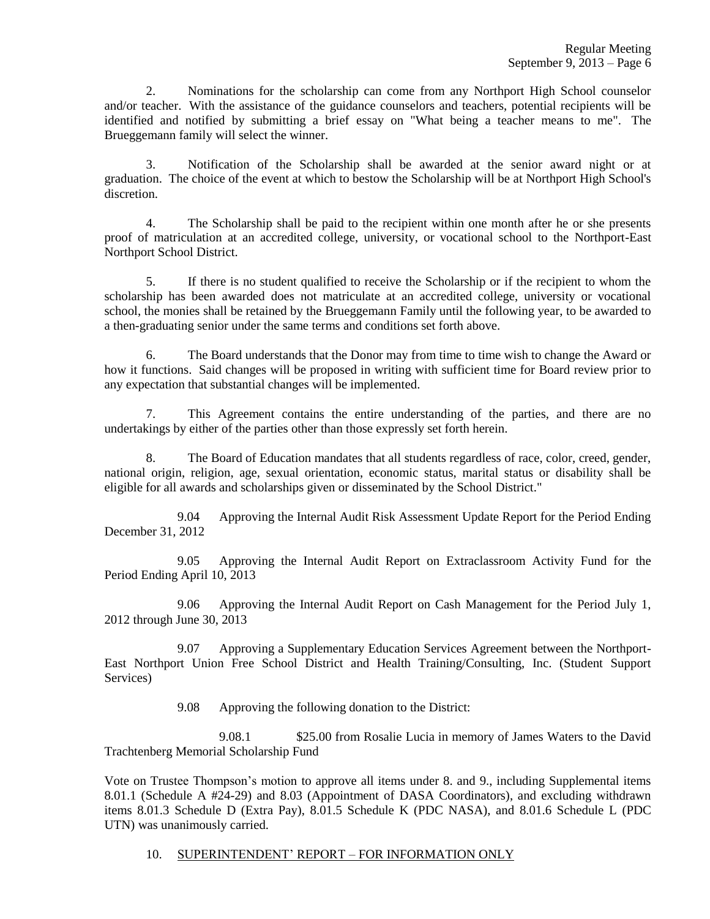2. Nominations for the scholarship can come from any Northport High School counselor and/or teacher. With the assistance of the guidance counselors and teachers, potential recipients will be identified and notified by submitting a brief essay on "What being a teacher means to me". The Brueggemann family will select the winner.

3. Notification of the Scholarship shall be awarded at the senior award night or at graduation. The choice of the event at which to bestow the Scholarship will be at Northport High School's discretion.

4. The Scholarship shall be paid to the recipient within one month after he or she presents proof of matriculation at an accredited college, university, or vocational school to the Northport-East Northport School District.

5. If there is no student qualified to receive the Scholarship or if the recipient to whom the scholarship has been awarded does not matriculate at an accredited college, university or vocational school, the monies shall be retained by the Brueggemann Family until the following year, to be awarded to a then-graduating senior under the same terms and conditions set forth above.

6. The Board understands that the Donor may from time to time wish to change the Award or how it functions. Said changes will be proposed in writing with sufficient time for Board review prior to any expectation that substantial changes will be implemented.

7. This Agreement contains the entire understanding of the parties, and there are no undertakings by either of the parties other than those expressly set forth herein.

8. The Board of Education mandates that all students regardless of race, color, creed, gender, national origin, religion, age, sexual orientation, economic status, marital status or disability shall be eligible for all awards and scholarships given or disseminated by the School District."

9.04 Approving the Internal Audit Risk Assessment Update Report for the Period Ending December 31, 2012

9.05 Approving the Internal Audit Report on Extraclassroom Activity Fund for the Period Ending April 10, 2013

9.06 Approving the Internal Audit Report on Cash Management for the Period July 1, 2012 through June 30, 2013

9.07 Approving a Supplementary Education Services Agreement between the Northport-East Northport Union Free School District and Health Training/Consulting, Inc. (Student Support Services)

9.08 Approving the following donation to the District:

9.08.1 $25.00 from Rosalie Lucia in memory of James Waters to the David Trachtenberg Memorial Scholarship Fund

Vote on Trustee Thompson's motion to approve all items under 8. and 9., including Supplemental items 8.01.1 (Schedule A #24-29) and 8.03 (Appointment of DASA Coordinators), and excluding withdrawn items 8.01.3 Schedule D (Extra Pay), 8.01.5 Schedule K (PDC NASA), and 8.01.6 Schedule L (PDC UTN) was unanimously carried.

10. SUPERINTENDENT' REPORT – FOR INFORMATION ONLY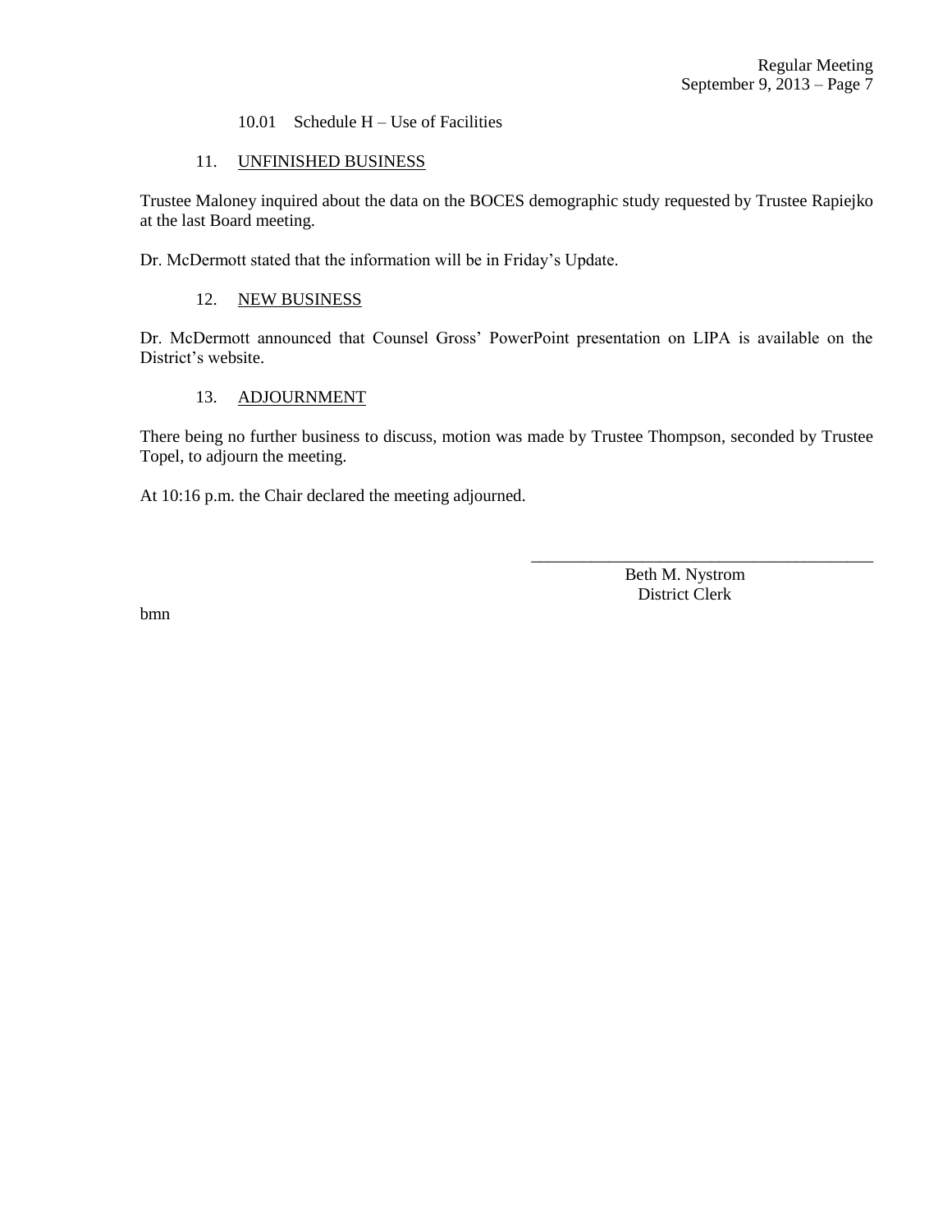10.01 Schedule H – Use of Facilities

11. UNFINISHED BUSINESS

Trustee Maloney inquired about the data on the BOCES demographic study requested by Trustee Rapiejko at the last Board meeting.

Dr. McDermott stated that the information will be in Friday's Update.

12. NEW BUSINESS

Dr. McDermott announced that Counsel Gross' PowerPoint presentation on LIPA is available on the District's website.

13. ADJOURNMENT

There being no further business to discuss, motion was made by Trustee Thompson, seconded by Trustee Topel, to adjourn the meeting.

At 10:16 p.m. the Chair declared the meeting adjourned.

\_\_\_\_\_\_\_\_\_\_\_\_\_\_\_\_\_\_\_\_\_\_\_\_\_\_\_\_\_\_\_\_\_\_\_\_\_\_\_\_

Beth M. Nystrom
District Clerk

bmn